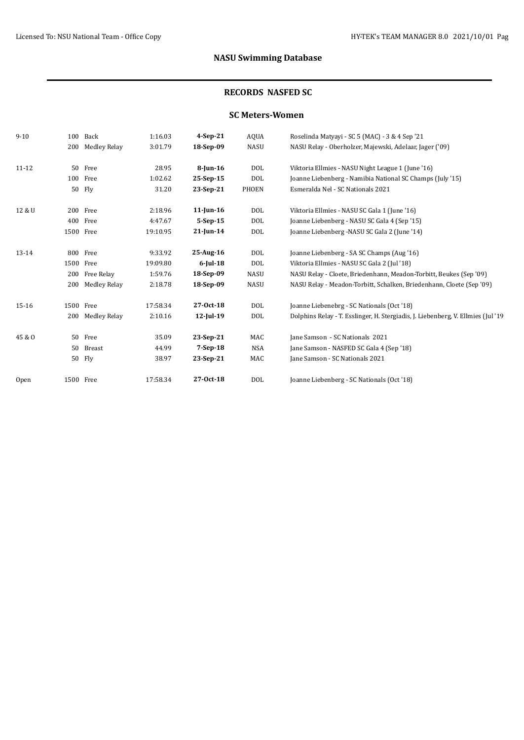# NASU Swimming Database

## RECORDS NASFED SC

### SC Meters-Women

| Age Group | Distance | Event | Time | Date | Team | Details |
|---|---|---|---|---|---|---|
| 9-10 | 100 | Back | 1:16.03 | **4-Sep-21** | AQUA | Roselinda Matyayi - SC 5 (MAC) - 3 & 4 Sep '21 |
| | 200 | Medley Relay | 3:01.79 | **18-Sep-09** | NASU | NASU Relay - Oberholzer, Majewski, Adelaar, Jager ('09) |
| 11-12 | 50 | Free | 28.95 | **8-Jun-16** | DOL | Viktoria Ellmies - NASU Night League 1 (June '16) |
| | 100 | Free | 1:02.62 | **25-Sep-15** | DOL | Joanne Liebenberg - Namibia National SC Champs (July '15) |
| | 50 | Fly | 31.20 | **23-Sep-21** | PHOEN | Esmeralda Nel - SC Nationals 2021 |
| 12 & U | 200 | Free | 2:18.96 | **11-Jun-16** | DOL | Viktoria Ellmies - NASU SC Gala 1 (June '16) |
| | 400 | Free | 4:47.67 | **5-Sep-15** | DOL | Joanne Liebenberg - NASU SC Gala 4 (Sep '15) |
| | 1500 | Free | 19:10.95 | **21-Jun-14** | DOL | Joanne Liebenberg -NASU SC Gala 2 (June '14) |
| 13-14 | 800 | Free | 9:33.92 | **25-Aug-16** | DOL | Joanne Liebenberg - SA SC Champs (Aug '16) |
| | 1500 | Free | 19:09.80 | **6-Jul-18** | DOL | Viktoria Ellmies - NASU SC Gala 2 (Jul '18) |
| | 200 | Free Relay | 1:59.76 | **18-Sep-09** | NASU | NASU Relay - Cloete, Briedenhann, Meadon-Torbitt, Beukes (Sep '09) |
| | 200 | Medley Relay | 2:18.78 | **18-Sep-09** | NASU | NASU Relay - Meadon-Torbitt, Schalken, Briedenhann, Cloete (Sep '09) |
| 15-16 | 1500 | Free | 17:58.34 | **27-Oct-18** | DOL | Joanne Liebenebrg - SC Nationals (Oct '18) |
| | 200 | Medley Relay | 2:10.16 | **12-Jul-19** | DOL | Dolphins Relay - T. Esslinger, H. Stergiadis, J. Liebenberg, V. Ellmies (Jul '19 |
| 45 & O | 50 | Free | 35.09 | **23-Sep-21** | MAC | Jane Samson - SC Nationals 2021 |
| | 50 | Breast | 44.99 | **7-Sep-18** | NSA | Jane Samson - NASFED SC Gala 4 (Sep '18) |
| | 50 | Fly | 38.97 | **23-Sep-21** | MAC | Jane Samson - SC Nationals 2021 |
| Open | 1500 | Free | 17:58.34 | **27-Oct-18** | DOL | Joanne Liebenberg - SC Nationals (Oct '18) |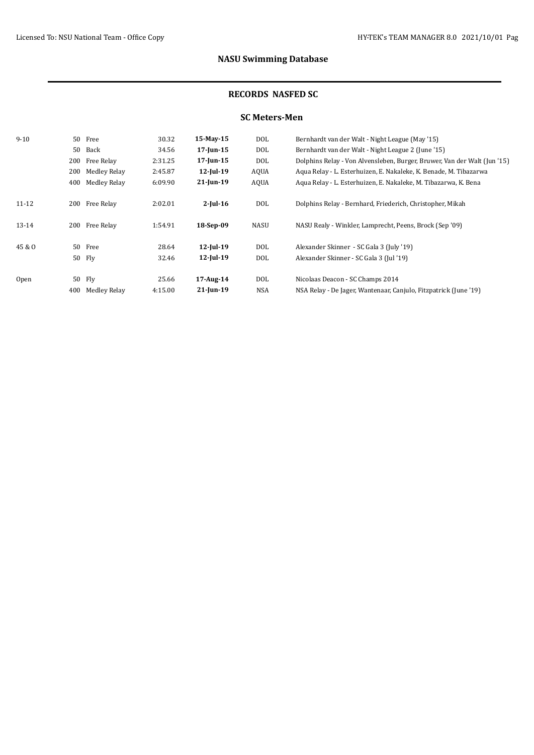# NASU Swimming Database

## RECORDS NASFED SC

### SC Meters-Men

| Age Group | Distance | Event | Time | Date | Club | Details |
|---|---|---|---|---|---|---|
| 9-10 | 50 | Free | 30.32 | **15-May-15** | DOL | Bernhardt van der Walt - Night League (May '15) |
| | 50 | Back | 34.56 | **17-Jun-15** | DOL | Bernhardt van der Walt - Night League 2 (June '15) |
| | 200 | Free Relay | 2:31.25 | **17-Jun-15** | DOL | Dolphins Relay - Von Alvensleben, Burger, Bruwer, Van der Walt (Jun '15) |
| | 200 | Medley Relay | 2:45.87 | **12-Jul-19** | AQUA | Aqua Relay - L. Esterhuizen, E. Nakaleke, K. Benade, M. Tibazarwa |
| | 400 | Medley Relay | 6:09.90 | **21-Jun-19** | AQUA | Aqua Relay - L. Esterhuizen, E. Nakaleke, M. Tibazarwa, K. Bena |
| 11-12 | 200 | Free Relay | 2:02.01 | **2-Jul-16** | DOL | Dolphins Relay - Bernhard, Friederich, Christopher, Mikah |
| 13-14 | 200 | Free Relay | 1:54.91 | **18-Sep-09** | NASU | NASU Realy - Winkler, Lamprecht, Peens, Brock (Sep '09) |
| 45 & O | 50 | Free | 28.64 | **12-Jul-19** | DOL | Alexander Skinner - SC Gala 3 (July '19) |
| | 50 | Fly | 32.46 | **12-Jul-19** | DOL | Alexander Skinner - SC Gala 3 (Jul '19) |
| Open | 50 | Fly | 25.66 | **17-Aug-14** | DOL | Nicolaas Deacon - SC Champs 2014 |
| | 400 | Medley Relay | 4:15.00 | **21-Jun-19** | NSA | NSA Relay - De Jager, Wantenaar, Canjulo, Fitzpatrick (June '19) |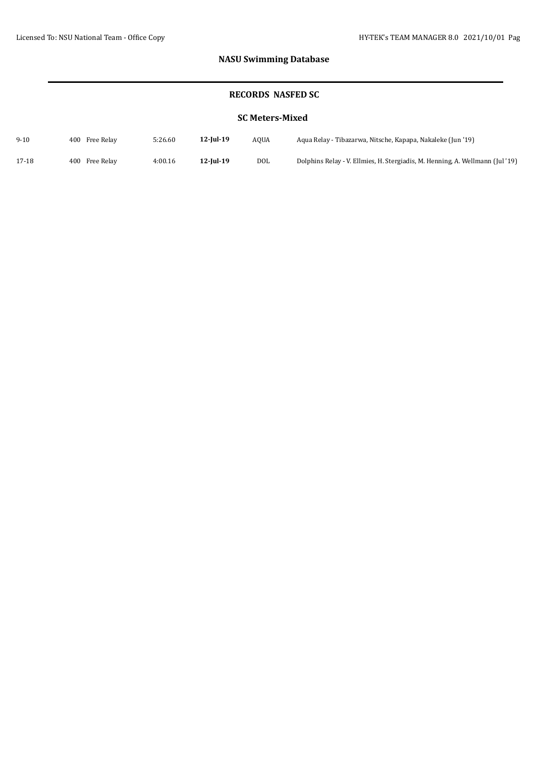## NASU Swimming Database

### RECORDS NASFED SC

#### SC Meters-Mixed

| | | | | | |
|---|---|---|---|---|---|
| 9-10 | 400 Free Relay | 5:26.60 | **12-Jul-19** | AQUA | Aqua Relay - Tibazarwa, Nitsche, Kapapa, Nakaleke (Jun '19) |
| 17-18 | 400 Free Relay | 4:00.16 | **12-Jul-19** | DOL | Dolphins Relay - V. Ellmies, H. Stergiadis, M. Henning, A. Wellmann (Jul '19) |